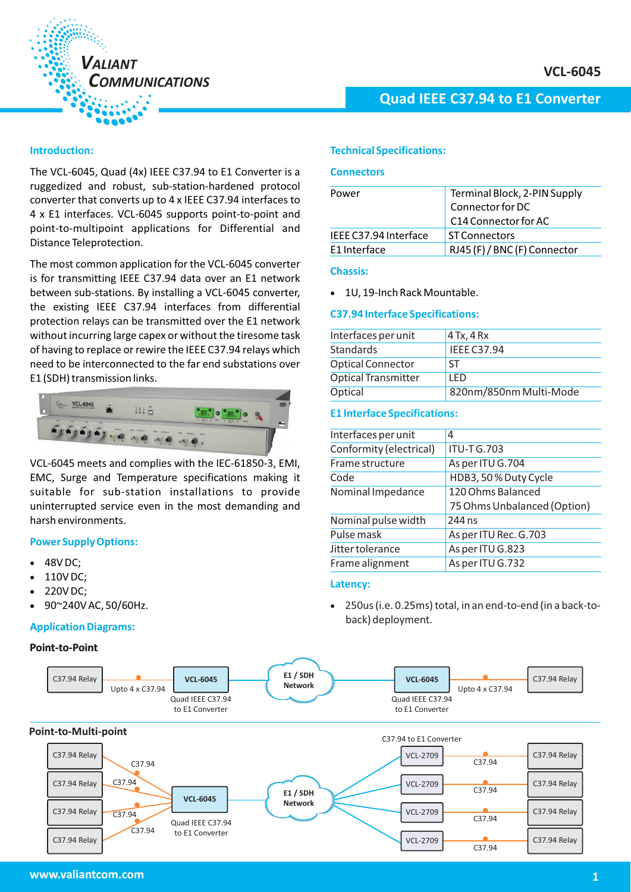# VCL-6045

## Quad IEEE C37.94 to E1 Converter

### Introduction:

The VCL-6045, Quad (4x) IEEE C37.94 to E1 Converter is a ruggedized and robust, sub-station-hardened protocol converter that converts up to 4 x IEEE C37.94 interfaces to 4 x E1 interfaces. VCL-6045 supports point-to-point and point-to-multipoint applications for Differential and Distance Teleprotection.

The most common application for the VCL-6045 converter is for transmitting IEEE C37.94 data over an E1 network between sub-stations. By installing a VCL-6045 converter, the existing IEEE C37.94 interfaces from differential protection relays can be transmitted over the E1 network without incurring large capex or without the tiresome task of having to replace or rewire the IEEE C37.94 relays which need to be interconnected to the far end substations over E1 (SDH) transmission links.

VCL-6045 meets and complies with the IEC-61850-3, EMI, EMC, Surge and Temperature specifications making it suitable for sub-station installations to provide uninterrupted service even in the most demanding and harsh environments.

### Power Supply Options:

- 48V DC;
- 110V DC;
- 220V DC;
- 90~240V AC, 50/60Hz.

### Technical Specifications:

#### Connectors

| | |
|---|---|
| Power | Terminal Block, 2-PIN Supply Connector for DC<br>C14 Connector for AC |
| IEEE C37.94 Interface | ST Connectors |
| E1 Interface | RJ45 (F) / BNC (F) Connector |

#### Chassis:

- 1U, 19-Inch Rack Mountable.

#### C37.94 Interface Specifications:

| | |
|---|---|
| Interfaces per unit | 4 Tx, 4 Rx |
| Standards | IEEE C37.94 |
| Optical Connector | ST |
| Optical Transmitter | LED |
| Optical | 820nm/850nm Multi-Mode |

#### E1 Interface Specifications:

| | |
|---|---|
| Interfaces per unit | 4 |
| Conformity (electrical) | ITU-T G.703 |
| Frame structure | As per ITU G.704 |
| Code | HDB3, 50 % Duty Cycle |
| Nominal Impedance | 120 Ohms Balanced<br>75 Ohms Unbalanced (Option) |
| Nominal pulse width | 244 ns |
| Pulse mask | As per ITU Rec. G.703 |
| Jitter tolerance | As per ITU G.823 |
| Frame alignment | As per ITU G.732 |

#### Latency:

- 250us (i.e. 0.25ms) total, in an end-to-end (in a back-to-back) deployment.

### Application Diagrams:

**Point-to-Point**

C37.94 Relay — Upto 4 x C37.94 — VCL-6045 (Quad IEEE C37.94 to E1 Converter) — E1 / SDH Network — VCL-6045 (Quad IEEE C37.94 to E1 Converter) — Upto 4 x C37.94 — C37.94 Relay

**Point-to-Multi-point**

4 x C37.94 Relay — C37.94 — VCL-6045 (Quad IEEE C37.94 to E1 Converter) — E1 / SDH Network — 4 x VCL-2709 (C37.94 to E1 Converter) — C37.94 — C37.94 Relay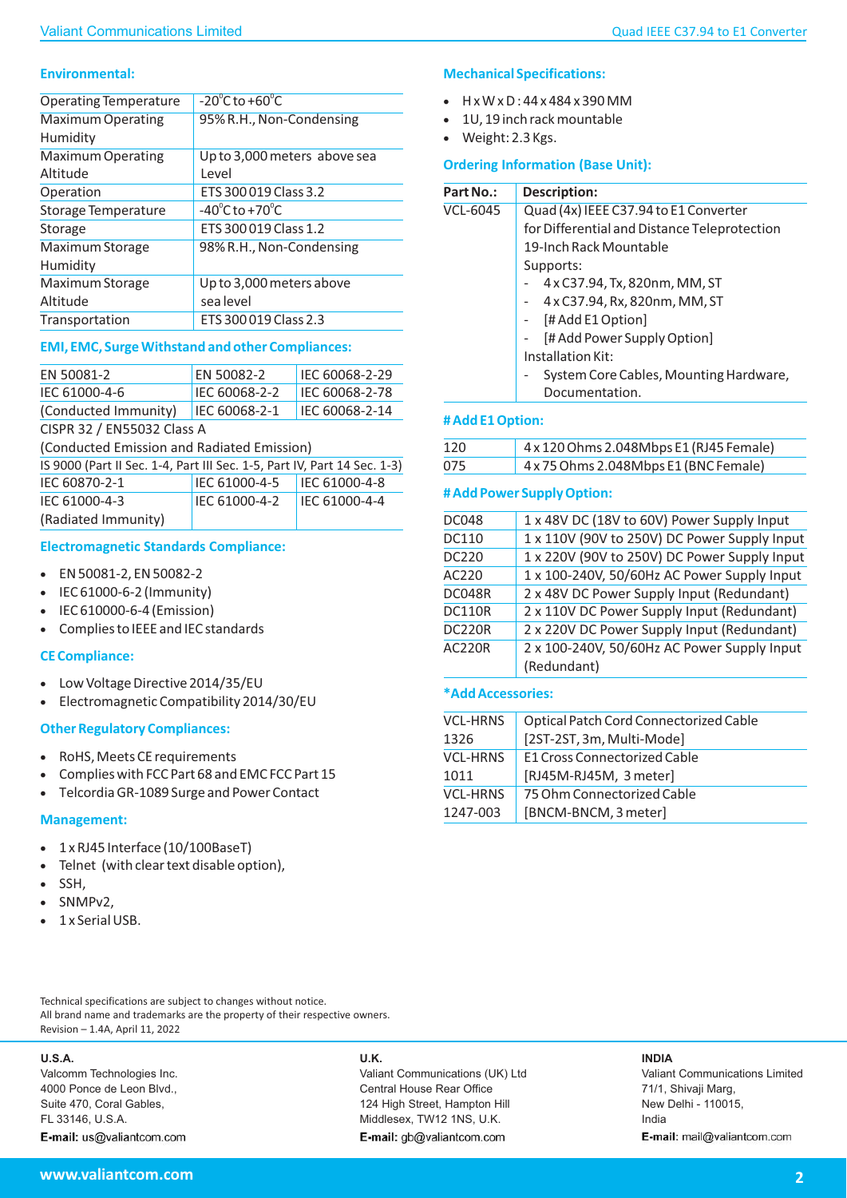## Environmental:

| | |
|---|---|
| Operating Temperature | -20°C to +60°C |
| Maximum Operating Humidity | 95% R.H., Non-Condensing |
| Maximum Operating Altitude | Up to 3,000 meters above sea Level |
| Operation | ETS 300 019 Class 3.2 |
| Storage Temperature | -40°C to +70°C |
| Storage | ETS 300 019 Class 1.2 |
| Maximum Storage Humidity | 98% R.H., Non-Condensing |
| Maximum Storage Altitude | Up to 3,000 meters above sea level |
| Transportation | ETS 300 019 Class 2.3 |

## EMI, EMC, Surge Withstand and other Compliances:

| | | |
|---|---|---|
| EN 50081-2 | EN 50082-2 | IEC 60068-2-29 |
| IEC 61000-4-6 | IEC 60068-2-2 | IEC 60068-2-78 |
| (Conducted Immunity) | IEC 60068-2-1 | IEC 60068-2-14 |
| CISPR 32 / EN55032 Class A (Conducted Emission and Radiated Emission) | | |
| IS 9000 (Part II Sec. 1-4, Part III Sec. 1-5, Part IV, Part 14 Sec. 1-3) | | |
| IEC 60870-2-1 | IEC 61000-4-5 | IEC 61000-4-8 |
| IEC 61000-4-3 (Radiated Immunity) | IEC 61000-4-2 | IEC 61000-4-4 |

## Electromagnetic Standards Compliance:

- EN 50081-2, EN 50082-2
- IEC 61000-6-2 (Immunity)
- IEC 610000-6-4 (Emission)
- Complies to IEEE and IEC standards

## CE Compliance:

- Low Voltage Directive 2014/35/EU
- Electromagnetic Compatibility 2014/30/EU

## Other Regulatory Compliances:

- RoHS, Meets CE requirements
- Complies with FCC Part 68 and EMC FCC Part 15
- Telcordia GR-1089 Surge and Power Contact

## Management:

- 1 x RJ45 Interface (10/100BaseT)
- Telnet (with clear text disable option),
- SSH,
- SNMPv2,
- 1 x Serial USB.

## Mechanical Specifications:

- H x W x D : 44 x 484 x 390 MM
- 1U, 19 inch rack mountable
- Weight: 2.3 Kgs.

## Ordering Information (Base Unit):

| Part No.: | Description: |
|---|---|
| VCL-6045 | Quad (4x) IEEE C37.94 to E1 Converter for Differential and Distance Teleprotection<br>19-Inch Rack Mountable<br>Supports:<br>- 4 x C37.94, Tx, 820nm, MM, ST<br>- 4 x C37.94, Rx, 820nm, MM, ST<br>- [# Add E1 Option]<br>- [# Add Power Supply Option]<br>Installation Kit:<br>- System Core Cables, Mounting Hardware, Documentation. |

## # Add E1 Option:

| | |
|---|---|
| 120 | 4 x 120 Ohms 2.048Mbps E1 (RJ45 Female) |
| 075 | 4 x 75 Ohms 2.048Mbps E1 (BNC Female) |

## # Add Power Supply Option:

| | |
|---|---|
| DC048 | 1 x 48V DC (18V to 60V) Power Supply Input |
| DC110 | 1 x 110V (90V to 250V) DC Power Supply Input |
| DC220 | 1 x 220V (90V to 250V) DC Power Supply Input |
| AC220 | 1 x 100-240V, 50/60Hz AC Power Supply Input |
| DC048R | 2 x 48V DC Power Supply Input (Redundant) |
| DC110R | 2 x 110V DC Power Supply Input (Redundant) |
| DC220R | 2 x 220V DC Power Supply Input (Redundant) |
| AC220R | 2 x 100-240V, 50/60Hz AC Power Supply Input (Redundant) |

## *Add Accessories:

| | |
|---|---|
| VCL-HRNS 1326 | Optical Patch Cord Connectorized Cable [2ST-2ST, 3m, Multi-Mode] |
| VCL-HRNS 1011 | E1 Cross Connectorized Cable [RJ45M-RJ45M, 3 meter] |
| VCL-HRNS 1247-003 | 75 Ohm Connectorized Cable [BNCM-BNCM, 3 meter] |

Technical specifications are subject to changes without notice.
All brand name and trademarks are the property of their respective owners.
Revision – 1.4A, April 11, 2022

**U.S.A.**
Valcomm Technologies Inc.
4000 Ponce de Leon Blvd.,
Suite 470, Coral Gables,
FL 33146, U.S.A.
**E-mail:** us@valiantcom.com

**U.K.**
Valiant Communications (UK) Ltd
Central House Rear Office
124 High Street, Hampton Hill
Middlesex, TW12 1NS, U.K.
**E-mail:** gb@valiantcom.com

**INDIA**
Valiant Communications Limited
71/1, Shivaji Marg,
New Delhi - 110015,
India
**E-mail:** mail@valiantcom.com

**www.valiantcom.com**